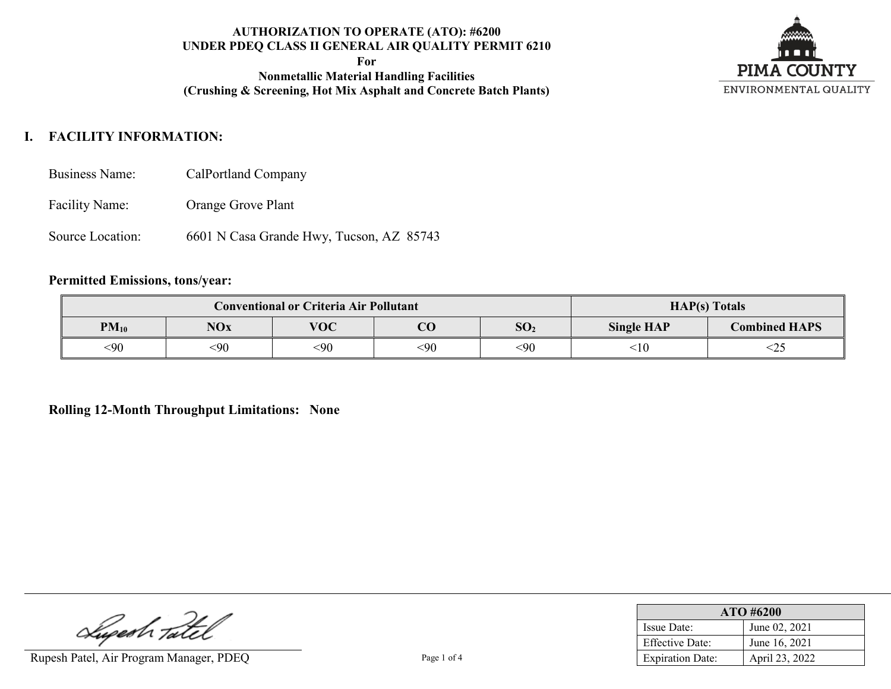**AUTHORIZATION TO OPERATE (ATO): #6200**
**UNDER PDEQ CLASS II GENERAL AIR QUALITY PERMIT 6210**
**For**
**Nonmetallic Material Handling Facilities**
**(Crushing & Screening, Hot Mix Asphalt and Concrete Batch Plants)**

PIMA COUNTY
ENVIRONMENTAL QUALITY

## I. FACILITY INFORMATION:

Business Name: CalPortland Company

Facility Name: Orange Grove Plant

Source Location: 6601 N Casa Grande Hwy, Tucson, AZ 85743

### Permitted Emissions, tons/year:

| Conventional or Criteria Air Pollutant | | | | | HAP(s) Totals | |
|---|---|---|---|---|---|---|
| $PM_{10}$ | NOx | VOC | CO | $SO_2$ | Single HAP | Combined HAPS |
| <90 | <90 | <90 | <90 | <90 | <10 | <25 |

**Rolling 12-Month Throughput Limitations: None**

Rupesh Patel, Air Program Manager, PDEQ

| ATO #6200 | |
|---|---|
| Issue Date: | June 02, 2021 |
| Effective Date: | June 16, 2021 |
| Expiration Date: | April 23, 2022 |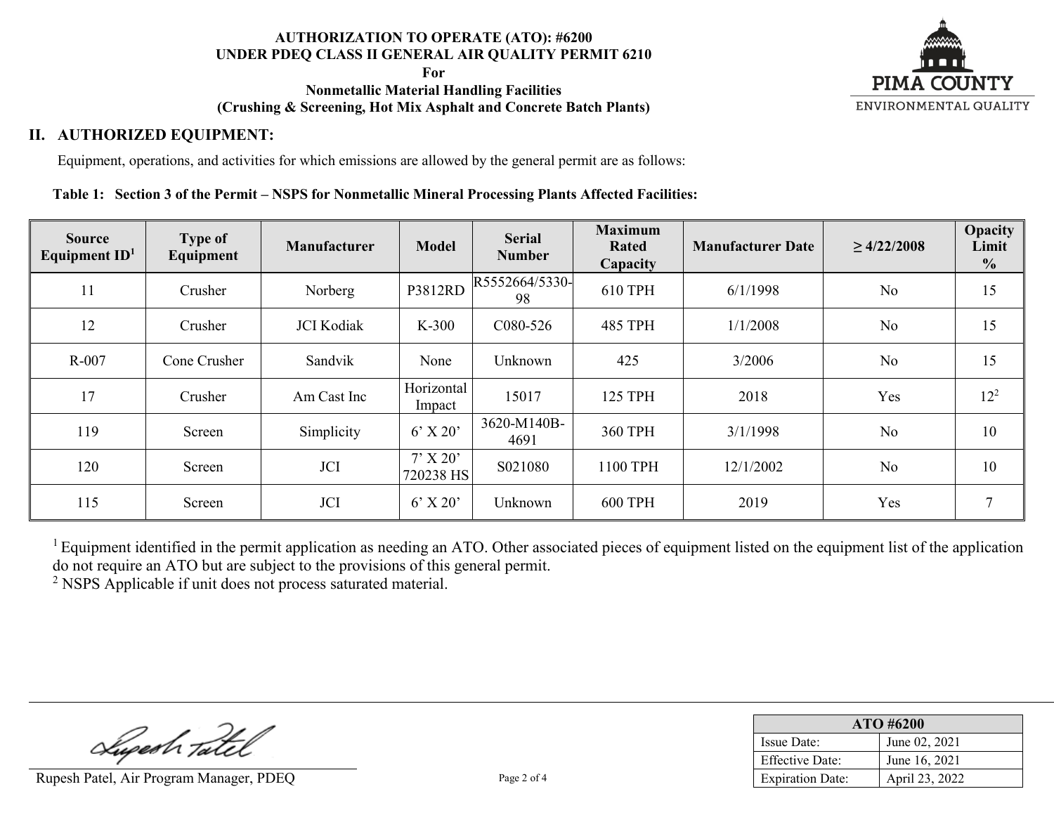## II. AUTHORIZED EQUIPMENT:

Equipment, operations, and activities for which emissions are allowed by the general permit are as follows:

**Table 1: Section 3 of the Permit – NSPS for Nonmetallic Mineral Processing Plants Affected Facilities:**

| Source Equipment ID[1] | Type of Equipment | Manufacturer | Model | Serial Number | Maximum Rated Capacity | Manufacturer Date | ≥ 4/22/2008 | Opacity Limit % |
|---|---|---|---|---|---|---|---|---|
| 11 | Crusher | Norberg | P3812RD | R5552664/5330-98 | 610 TPH | 6/1/1998 | No | 15 |
| 12 | Crusher | JCI Kodiak | K-300 | C080-526 | 485 TPH | 1/1/2008 | No | 15 |
| R-007 | Cone Crusher | Sandvik | None | Unknown | 425 | 3/2006 | No | 15 |
| 17 | Crusher | Am Cast Inc | Horizontal Impact | 15017 | 125 TPH | 2018 | Yes | 12[2] |
| 119 | Screen | Simplicity | 6’ X 20’ | 3620-M140B-4691 | 360 TPH | 3/1/1998 | No | 10 |
| 120 | Screen | JCI | 7’ X 20’ 720238 HS | S021080 | 1100 TPH | 12/1/2002 | No | 10 |
| 115 | Screen | JCI | 6’ X 20’ | Unknown | 600 TPH | 2019 | Yes | 7 |

[1] Equipment identified in the permit application as needing an ATO. Other associated pieces of equipment listed on the equipment list of the application do not require an ATO but are subject to the provisions of this general permit.
[2] NSPS Applicable if unit does not process saturated material.

Rupesh Patel, Air Program Manager, PDEQ

| ATO #6200 | |
|---|---|
| Issue Date: | June 02, 2021 |
| Effective Date: | June 16, 2021 |
| Expiration Date: | April 23, 2022 |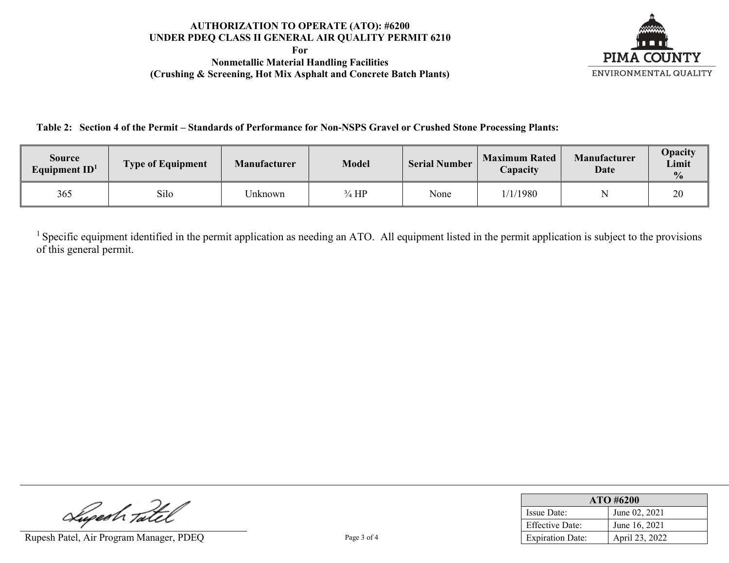**AUTHORIZATION TO OPERATE (ATO): #6200**
**UNDER PDEQ CLASS II GENERAL AIR QUALITY PERMIT 6210**
**For**
**Nonmetallic Material Handling Facilities**
**(Crushing & Screening, Hot Mix Asphalt and Concrete Batch Plants)**

**Table 2: Section 4 of the Permit – Standards of Performance for Non-NSPS Gravel or Crushed Stone Processing Plants:**

| Source Equipment ID[1] | Type of Equipment | Manufacturer | Model | Serial Number | Maximum Rated Capacity | Manufacturer Date | Opacity Limit % |
|---|---|---|---|---|---|---|---|
| 365 | Silo | Unknown | ¾ HP | None | 1/1/1980 | N | 20 |

[1] Specific equipment identified in the permit application as needing an ATO. All equipment listed in the permit application is subject to the provisions of this general permit.

Rupesh Patel, Air Program Manager, PDEQ

| ATO #6200 | |
|---|---|
| Issue Date: | June 02, 2021 |
| Effective Date: | June 16, 2021 |
| Expiration Date: | April 23, 2022 |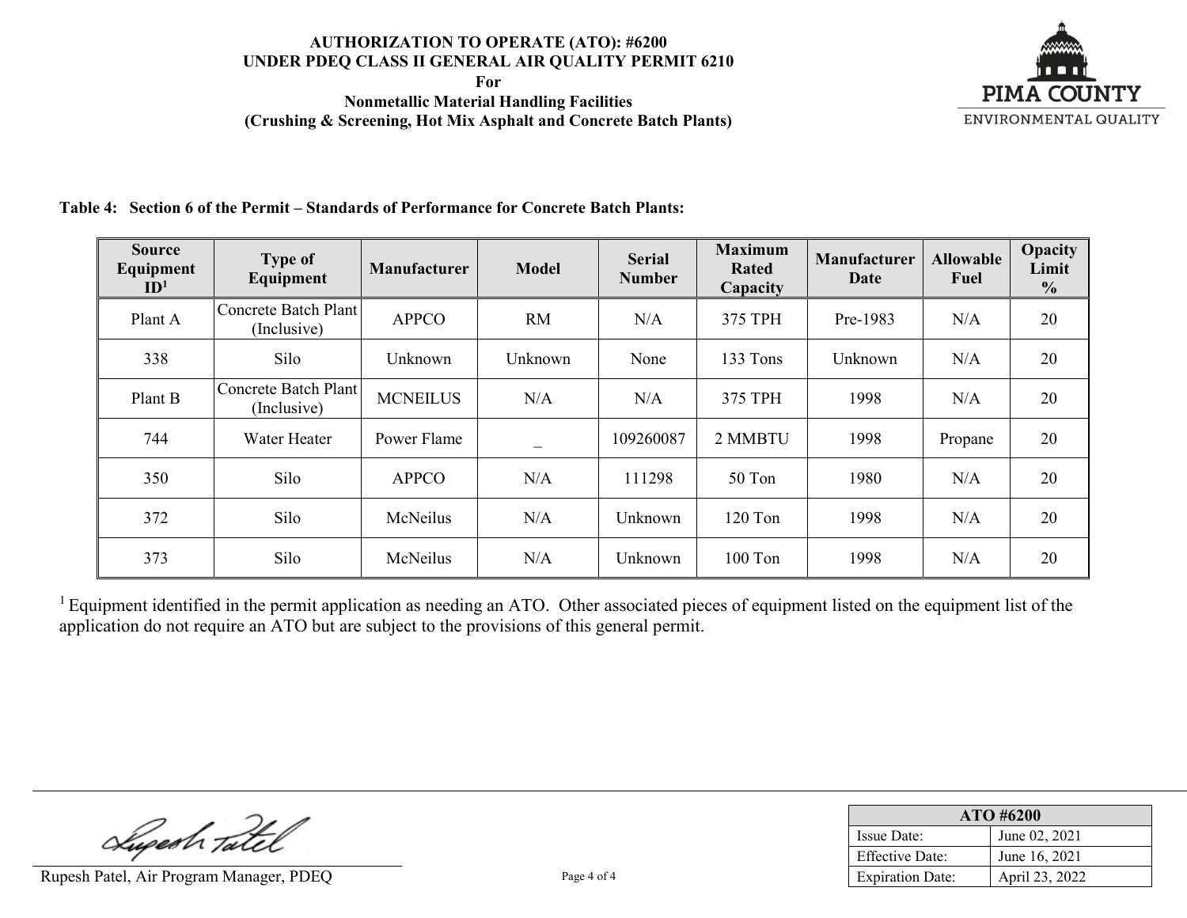**AUTHORIZATION TO OPERATE (ATO): #6200**
**UNDER PDEQ CLASS II GENERAL AIR QUALITY PERMIT 6210**
**For**
**Nonmetallic Material Handling Facilities**
**(Crushing & Screening, Hot Mix Asphalt and Concrete Batch Plants)**

PIMA COUNTY
ENVIRONMENTAL QUALITY

**Table 4: Section 6 of the Permit – Standards of Performance for Concrete Batch Plants:**

| Source Equipment ID[1] | Type of Equipment | Manufacturer | Model | Serial Number | Maximum Rated Capacity | Manufacturer Date | Allowable Fuel | Opacity Limit % |
|---|---|---|---|---|---|---|---|---|
| Plant A | Concrete Batch Plant (Inclusive) | APPCO | RM | N/A | 375 TPH | Pre-1983 | N/A | 20 |
| 338 | Silo | Unknown | Unknown | None | 133 Tons | Unknown | N/A | 20 |
| Plant B | Concrete Batch Plant (Inclusive) | MCNEILUS | N/A | N/A | 375 TPH | 1998 | N/A | 20 |
| 744 | Water Heater | Power Flame | _ | 109260087 | 2 MMBTU | 1998 | Propane | 20 |
| 350 | Silo | APPCO | N/A | 111298 | 50 Ton | 1980 | N/A | 20 |
| 372 | Silo | McNeilus | N/A | Unknown | 120 Ton | 1998 | N/A | 20 |
| 373 | Silo | McNeilus | N/A | Unknown | 100 Ton | 1998 | N/A | 20 |

[1] Equipment identified in the permit application as needing an ATO. Other associated pieces of equipment listed on the equipment list of the application do not require an ATO but are subject to the provisions of this general permit.

Rupesh Patel, Air Program Manager, PDEQ

| ATO #6200 | |
|---|---|
| Issue Date: | June 02, 2021 |
| Effective Date: | June 16, 2021 |
| Expiration Date: | April 23, 2022 |